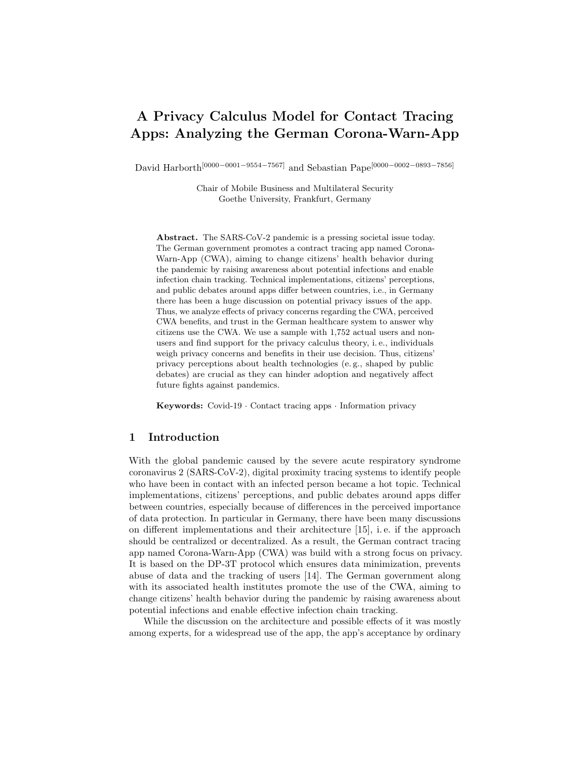# A Privacy Calculus Model for Contact Tracing Apps: Analyzing the German Corona-Warn-App

David Harborth[0000−0001−9554−7567] and Sebastian Pape[0000−0002−0893−7856]

Chair of Mobile Business and Multilateral Security
Goethe University, Frankfurt, Germany

**Abstract.** The SARS-CoV-2 pandemic is a pressing societal issue today. The German government promotes a contract tracing app named Corona-Warn-App (CWA), aiming to change citizens' health behavior during the pandemic by raising awareness about potential infections and enable infection chain tracking. Technical implementations, citizens' perceptions, and public debates around apps differ between countries, i.e., in Germany there has been a huge discussion on potential privacy issues of the app. Thus, we analyze effects of privacy concerns regarding the CWA, perceived CWA benefits, and trust in the German healthcare system to answer why citizens use the CWA. We use a sample with 1,752 actual users and non-users and find support for the privacy calculus theory, i. e., individuals weigh privacy concerns and benefits in their use decision. Thus, citizens' privacy perceptions about health technologies (e. g., shaped by public debates) are crucial as they can hinder adoption and negatively affect future fights against pandemics.

**Keywords:** Covid-19 · Contact tracing apps · Information privacy

## 1 Introduction

With the global pandemic caused by the severe acute respiratory syndrome coronavirus 2 (SARS-CoV-2), digital proximity tracing systems to identify people who have been in contact with an infected person became a hot topic. Technical implementations, citizens' perceptions, and public debates around apps differ between countries, especially because of differences in the perceived importance of data protection. In particular in Germany, there have been many discussions on different implementations and their architecture [15], i. e. if the approach should be centralized or decentralized. As a result, the German contract tracing app named Corona-Warn-App (CWA) was build with a strong focus on privacy. It is based on the DP-3T protocol which ensures data minimization, prevents abuse of data and the tracking of users [14]. The German government along with its associated health institutes promote the use of the CWA, aiming to change citizens' health behavior during the pandemic by raising awareness about potential infections and enable effective infection chain tracking.

While the discussion on the architecture and possible effects of it was mostly among experts, for a widespread use of the app, the app's acceptance by ordinary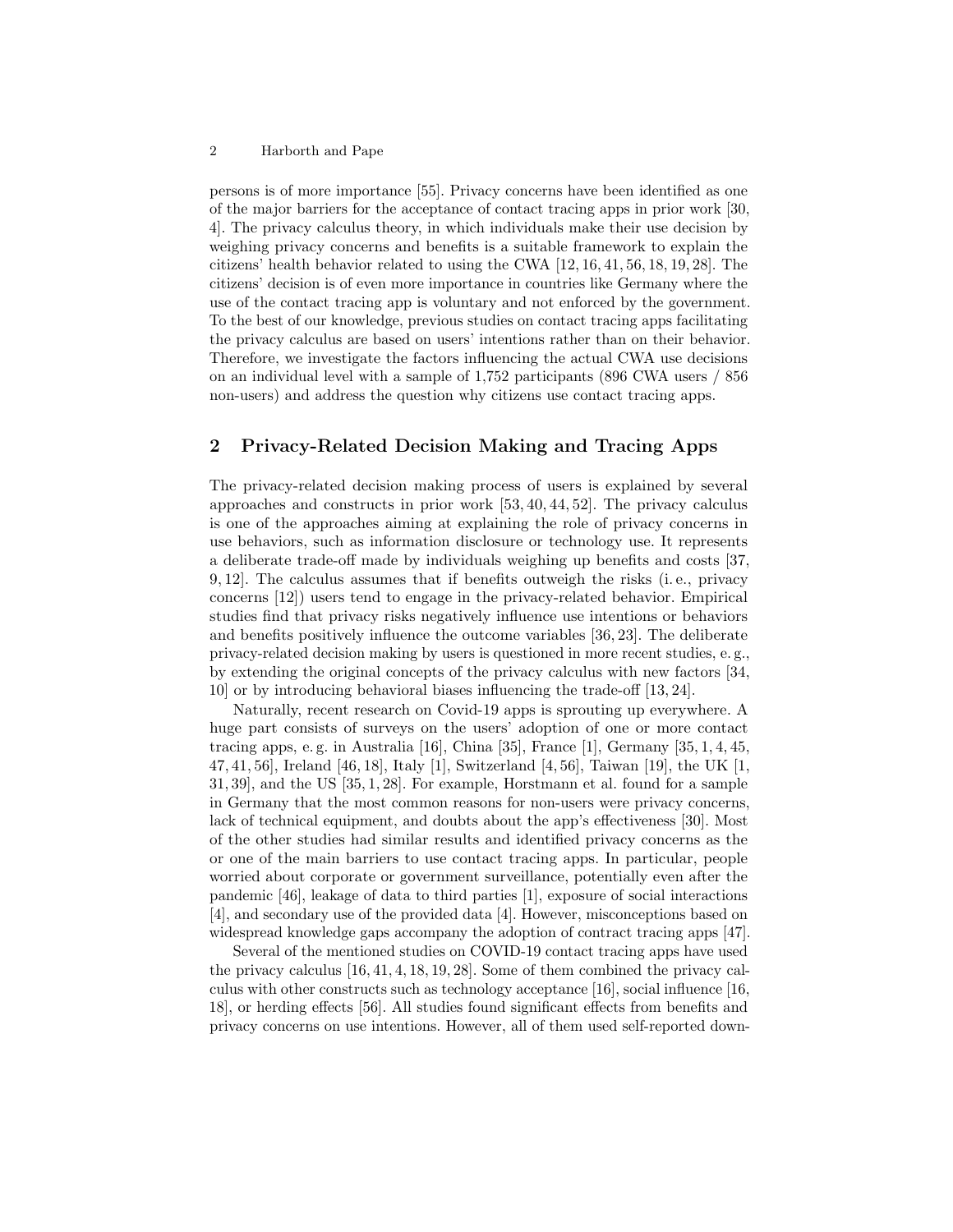persons is of more importance [55]. Privacy concerns have been identified as one of the major barriers for the acceptance of contact tracing apps in prior work [30, 4]. The privacy calculus theory, in which individuals make their use decision by weighing privacy concerns and benefits is a suitable framework to explain the citizens' health behavior related to using the CWA [12, 16, 41, 56, 18, 19, 28]. The citizens' decision is of even more importance in countries like Germany where the use of the contact tracing app is voluntary and not enforced by the government. To the best of our knowledge, previous studies on contact tracing apps facilitating the privacy calculus are based on users' intentions rather than on their behavior. Therefore, we investigate the factors influencing the actual CWA use decisions on an individual level with a sample of 1,752 participants (896 CWA users / 856 non-users) and address the question why citizens use contact tracing apps.

## 2 Privacy-Related Decision Making and Tracing Apps

The privacy-related decision making process of users is explained by several approaches and constructs in prior work [53, 40, 44, 52]. The privacy calculus is one of the approaches aiming at explaining the role of privacy concerns in use behaviors, such as information disclosure or technology use. It represents a deliberate trade-off made by individuals weighing up benefits and costs [37, 9, 12]. The calculus assumes that if benefits outweigh the risks (i. e., privacy concerns [12]) users tend to engage in the privacy-related behavior. Empirical studies find that privacy risks negatively influence use intentions or behaviors and benefits positively influence the outcome variables [36, 23]. The deliberate privacy-related decision making by users is questioned in more recent studies, e. g., by extending the original concepts of the privacy calculus with new factors [34, 10] or by introducing behavioral biases influencing the trade-off [13, 24].

Naturally, recent research on Covid-19 apps is sprouting up everywhere. A huge part consists of surveys on the users' adoption of one or more contact tracing apps, e. g. in Australia [16], China [35], France [1], Germany [35, 1, 4, 45, 47, 41, 56], Ireland [46, 18], Italy [1], Switzerland [4, 56], Taiwan [19], the UK [1, 31, 39], and the US [35, 1, 28]. For example, Horstmann et al. found for a sample in Germany that the most common reasons for non-users were privacy concerns, lack of technical equipment, and doubts about the app's effectiveness [30]. Most of the other studies had similar results and identified privacy concerns as the or one of the main barriers to use contact tracing apps. In particular, people worried about corporate or government surveillance, potentially even after the pandemic [46], leakage of data to third parties [1], exposure of social interactions [4], and secondary use of the provided data [4]. However, misconceptions based on widespread knowledge gaps accompany the adoption of contract tracing apps [47].

Several of the mentioned studies on COVID-19 contact tracing apps have used the privacy calculus [16, 41, 4, 18, 19, 28]. Some of them combined the privacy calculus with other constructs such as technology acceptance [16], social influence [16, 18], or herding effects [56]. All studies found significant effects from benefits and privacy concerns on use intentions. However, all of them used self-reported down-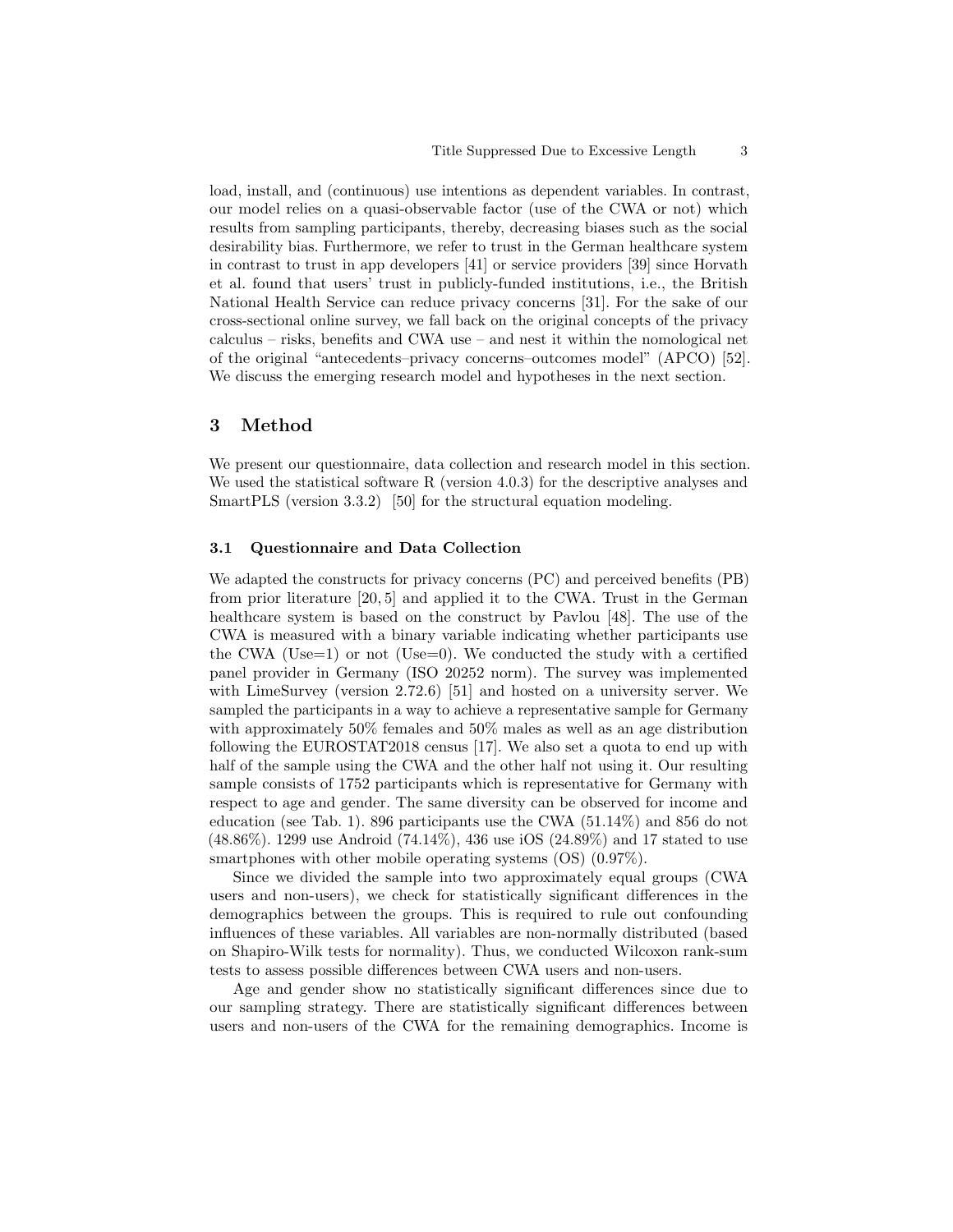load, install, and (continuous) use intentions as dependent variables. In contrast, our model relies on a quasi-observable factor (use of the CWA or not) which results from sampling participants, thereby, decreasing biases such as the social desirability bias. Furthermore, we refer to trust in the German healthcare system in contrast to trust in app developers [41] or service providers [39] since Horvath et al. found that users' trust in publicly-funded institutions, i.e., the British National Health Service can reduce privacy concerns [31]. For the sake of our cross-sectional online survey, we fall back on the original concepts of the privacy calculus – risks, benefits and CWA use – and nest it within the nomological net of the original "antecedents–privacy concerns–outcomes model" (APCO) [52]. We discuss the emerging research model and hypotheses in the next section.

## 3 Method

We present our questionnaire, data collection and research model in this section. We used the statistical software R (version 4.0.3) for the descriptive analyses and SmartPLS (version 3.3.2) [50] for the structural equation modeling.

### 3.1 Questionnaire and Data Collection

We adapted the constructs for privacy concerns (PC) and perceived benefits (PB) from prior literature [20, 5] and applied it to the CWA. Trust in the German healthcare system is based on the construct by Pavlou [48]. The use of the CWA is measured with a binary variable indicating whether participants use the CWA (Use=1) or not (Use=0). We conducted the study with a certified panel provider in Germany (ISO 20252 norm). The survey was implemented with LimeSurvey (version 2.72.6) [51] and hosted on a university server. We sampled the participants in a way to achieve a representative sample for Germany with approximately 50% females and 50% males as well as an age distribution following the EUROSTAT2018 census [17]. We also set a quota to end up with half of the sample using the CWA and the other half not using it. Our resulting sample consists of 1752 participants which is representative for Germany with respect to age and gender. The same diversity can be observed for income and education (see Tab. 1). 896 participants use the CWA (51.14%) and 856 do not (48.86%). 1299 use Android (74.14%), 436 use iOS (24.89%) and 17 stated to use smartphones with other mobile operating systems (OS) (0.97%).

Since we divided the sample into two approximately equal groups (CWA users and non-users), we check for statistically significant differences in the demographics between the groups. This is required to rule out confounding influences of these variables. All variables are non-normally distributed (based on Shapiro-Wilk tests for normality). Thus, we conducted Wilcoxon rank-sum tests to assess possible differences between CWA users and non-users.

Age and gender show no statistically significant differences since due to our sampling strategy. There are statistically significant differences between users and non-users of the CWA for the remaining demographics. Income is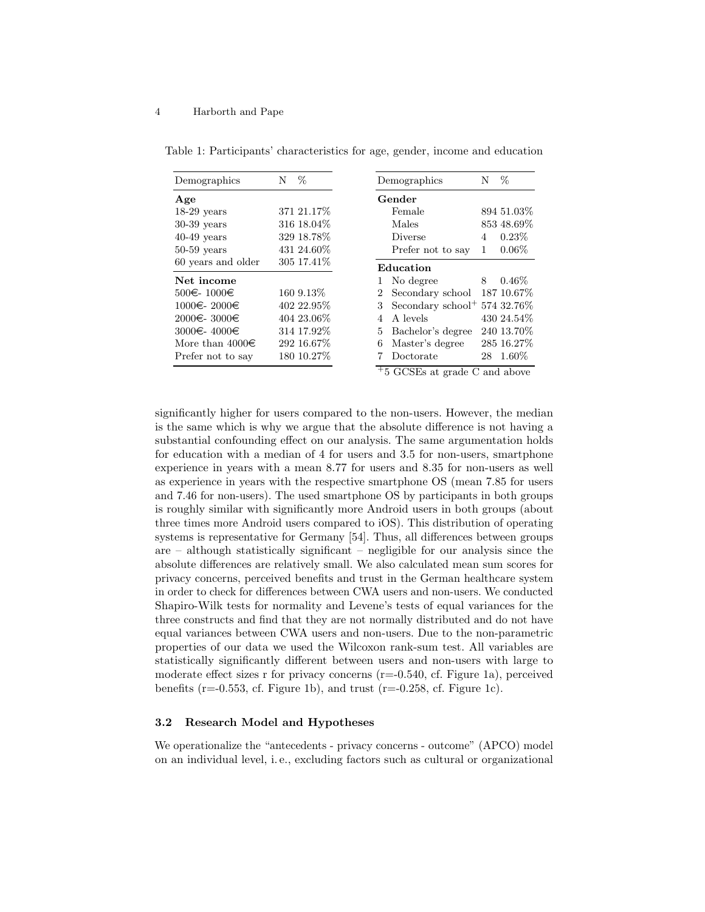Table 1: Participants' characteristics for age, gender, income and education

| Demographics | N | % |
|---|---|---|
| **Age** | | |
| 18-29 years | 371 | 21.17% |
| 30-39 years | 316 | 18.04% |
| 40-49 years | 329 | 18.78% |
| 50-59 years | 431 | 24.60% |
| 60 years and older | 305 | 17.41% |
| **Net income** | | |
| 500€- 1000€ | 160 | 9.13% |
| 1000€- 2000€ | 402 | 22.95% |
| 2000€- 3000€ | 404 | 23.06% |
| 3000€- 4000€ | 314 | 17.92% |
| More than 4000€ | 292 | 16.67% |
| Prefer not to say | 180 | 10.27% |

| | Demographics | N | % |
|---|---|---|---|
| | **Gender** | | |
| | Female | 894 | 51.03% |
| | Males | 853 | 48.69% |
| | Diverse | 4 | 0.23% |
| | Prefer not to say | 1 | 0.06% |
| | **Education** | | |
| 1 | No degree | 8 | 0.46% |
| 2 | Secondary school | 187 | 10.67% |
| 3 | Secondary school+ | 574 | 32.76% |
| 4 | A levels | 430 | 24.54% |
| 5 | Bachelor's degree | 240 | 13.70% |
| 6 | Master's degree | 285 | 16.27% |
| 7 | Doctorate | 28 | 1.60% |

+5 GCSEs at grade C and above

significantly higher for users compared to the non-users. However, the median is the same which is why we argue that the absolute difference is not having a substantial confounding effect on our analysis. The same argumentation holds for education with a median of 4 for users and 3.5 for non-users, smartphone experience in years with a mean 8.77 for users and 8.35 for non-users as well as experience in years with the respective smartphone OS (mean 7.85 for users and 7.46 for non-users). The used smartphone OS by participants in both groups is roughly similar with significantly more Android users in both groups (about three times more Android users compared to iOS). This distribution of operating systems is representative for Germany [54]. Thus, all differences between groups are – although statistically significant – negligible for our analysis since the absolute differences are relatively small. We also calculated mean sum scores for privacy concerns, perceived benefits and trust in the German healthcare system in order to check for differences between CWA users and non-users. We conducted Shapiro-Wilk tests for normality and Levene's tests of equal variances for the three constructs and find that they are not normally distributed and do not have equal variances between CWA users and non-users. Due to the non-parametric properties of our data we used the Wilcoxon rank-sum test. All variables are statistically significantly different between users and non-users with large to moderate effect sizes r for privacy concerns (r=-0.540, cf. Figure 1a), perceived benefits (r=-0.553, cf. Figure 1b), and trust (r=-0.258, cf. Figure 1c).

### 3.2 Research Model and Hypotheses

We operationalize the "antecedents - privacy concerns - outcome" (APCO) model on an individual level, i. e., excluding factors such as cultural or organizational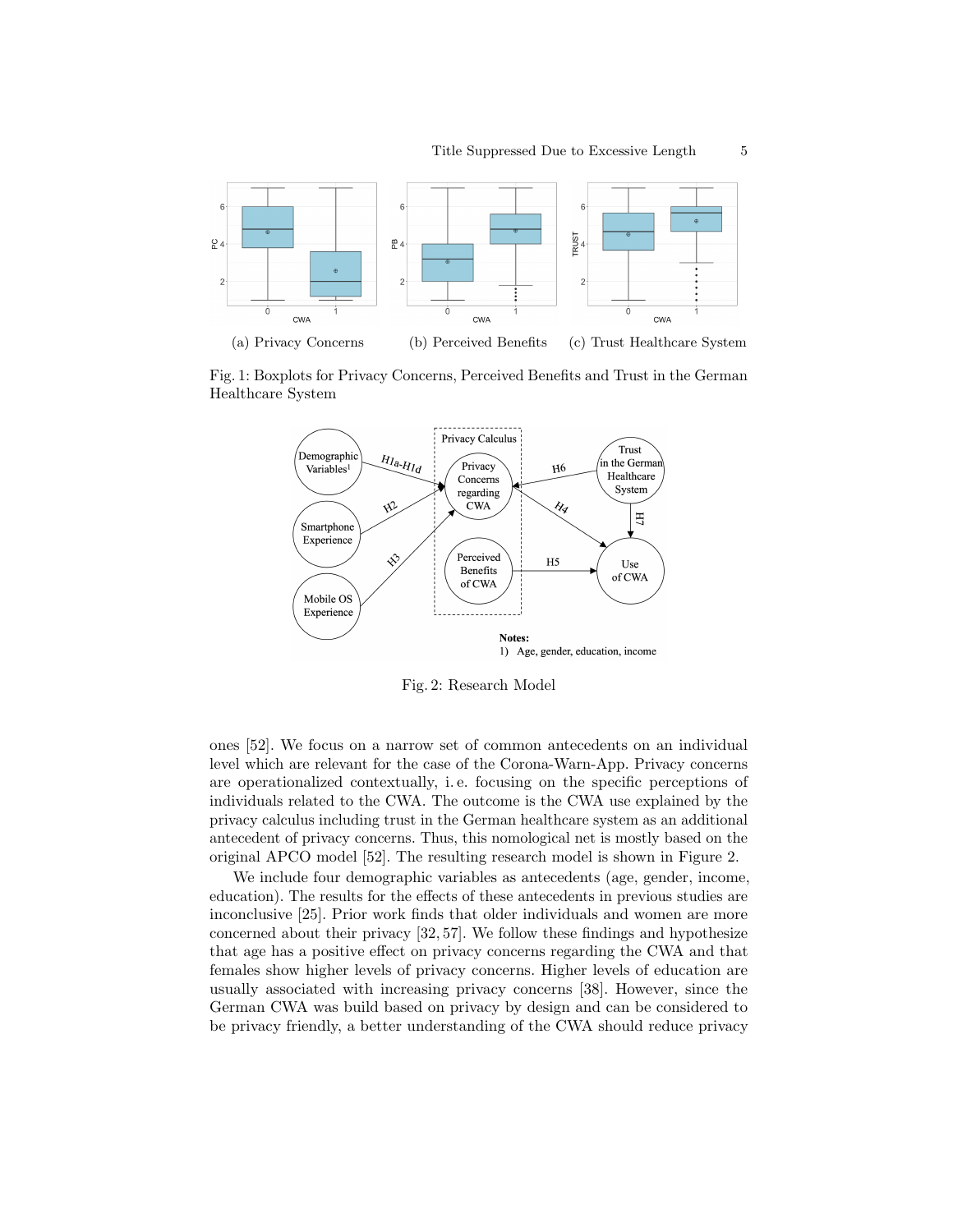(a) Privacy Concerns (b) Perceived Benefits (c) Trust Healthcare System

Fig. 1: Boxplots for Privacy Concerns, Perceived Benefits and Trust in the German Healthcare System

Fig. 2: Research Model

ones [52]. We focus on a narrow set of common antecedents on an individual level which are relevant for the case of the Corona-Warn-App. Privacy concerns are operationalized contextually, i. e. focusing on the specific perceptions of individuals related to the CWA. The outcome is the CWA use explained by the privacy calculus including trust in the German healthcare system as an additional antecedent of privacy concerns. Thus, this nomological net is mostly based on the original APCO model [52]. The resulting research model is shown in Figure 2.

We include four demographic variables as antecedents (age, gender, income, education). The results for the effects of these antecedents in previous studies are inconclusive [25]. Prior work finds that older individuals and women are more concerned about their privacy [32, 57]. We follow these findings and hypothesize that age has a positive effect on privacy concerns regarding the CWA and that females show higher levels of privacy concerns. Higher levels of education are usually associated with increasing privacy concerns [38]. However, since the German CWA was build based on privacy by design and can be considered to be privacy friendly, a better understanding of the CWA should reduce privacy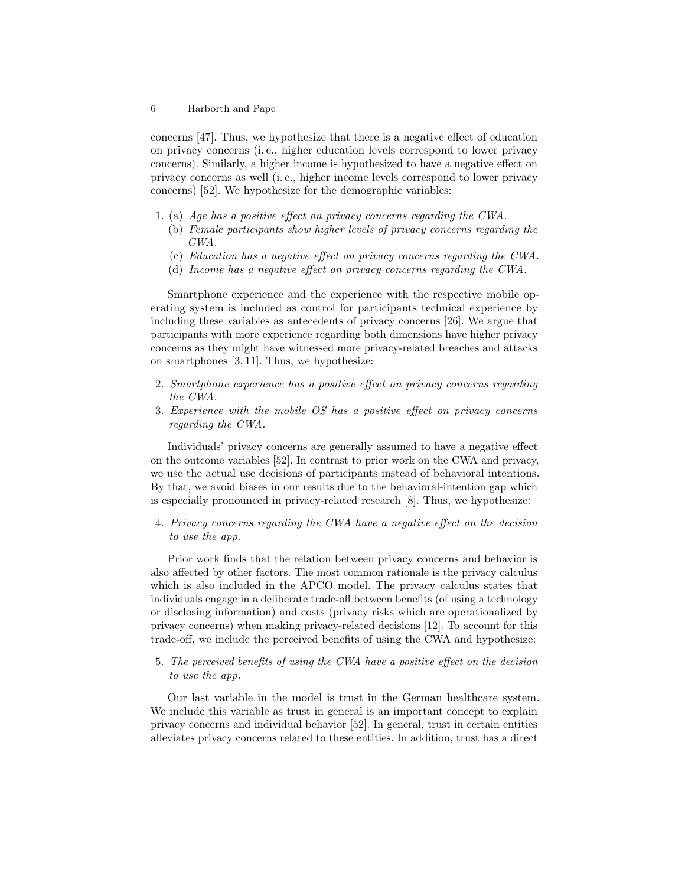concerns [47]. Thus, we hypothesize that there is a negative effect of education on privacy concerns (i. e., higher education levels correspond to lower privacy concerns). Similarly, a higher income is hypothesized to have a negative effect on privacy concerns as well (i. e., higher income levels correspond to lower privacy concerns) [52]. We hypothesize for the demographic variables:

1. (a) *Age has a positive effect on privacy concerns regarding the CWA.*
   (b) *Female participants show higher levels of privacy concerns regarding the CWA.*
   (c) *Education has a negative effect on privacy concerns regarding the CWA.*
   (d) *Income has a negative effect on privacy concerns regarding the CWA.*

Smartphone experience and the experience with the respective mobile operating system is included as control for participants technical experience by including these variables as antecedents of privacy concerns [26]. We argue that participants with more experience regarding both dimensions have higher privacy concerns as they might have witnessed more privacy-related breaches and attacks on smartphones [3, 11]. Thus, we hypothesize:

2. *Smartphone experience has a positive effect on privacy concerns regarding the CWA.*
3. *Experience with the mobile OS has a positive effect on privacy concerns regarding the CWA.*

Individuals' privacy concerns are generally assumed to have a negative effect on the outcome variables [52]. In contrast to prior work on the CWA and privacy, we use the actual use decisions of participants instead of behavioral intentions. By that, we avoid biases in our results due to the behavioral-intention gap which is especially pronounced in privacy-related research [8]. Thus, we hypothesize:

4. *Privacy concerns regarding the CWA have a negative effect on the decision to use the app.*

Prior work finds that the relation between privacy concerns and behavior is also affected by other factors. The most common rationale is the privacy calculus which is also included in the APCO model. The privacy calculus states that individuals engage in a deliberate trade-off between benefits (of using a technology or disclosing information) and costs (privacy risks which are operationalized by privacy concerns) when making privacy-related decisions [12]. To account for this trade-off, we include the perceived benefits of using the CWA and hypothesize:

5. *The perceived benefits of using the CWA have a positive effect on the decision to use the app.*

Our last variable in the model is trust in the German healthcare system. We include this variable as trust in general is an important concept to explain privacy concerns and individual behavior [52]. In general, trust in certain entities alleviates privacy concerns related to these entities. In addition, trust has a direct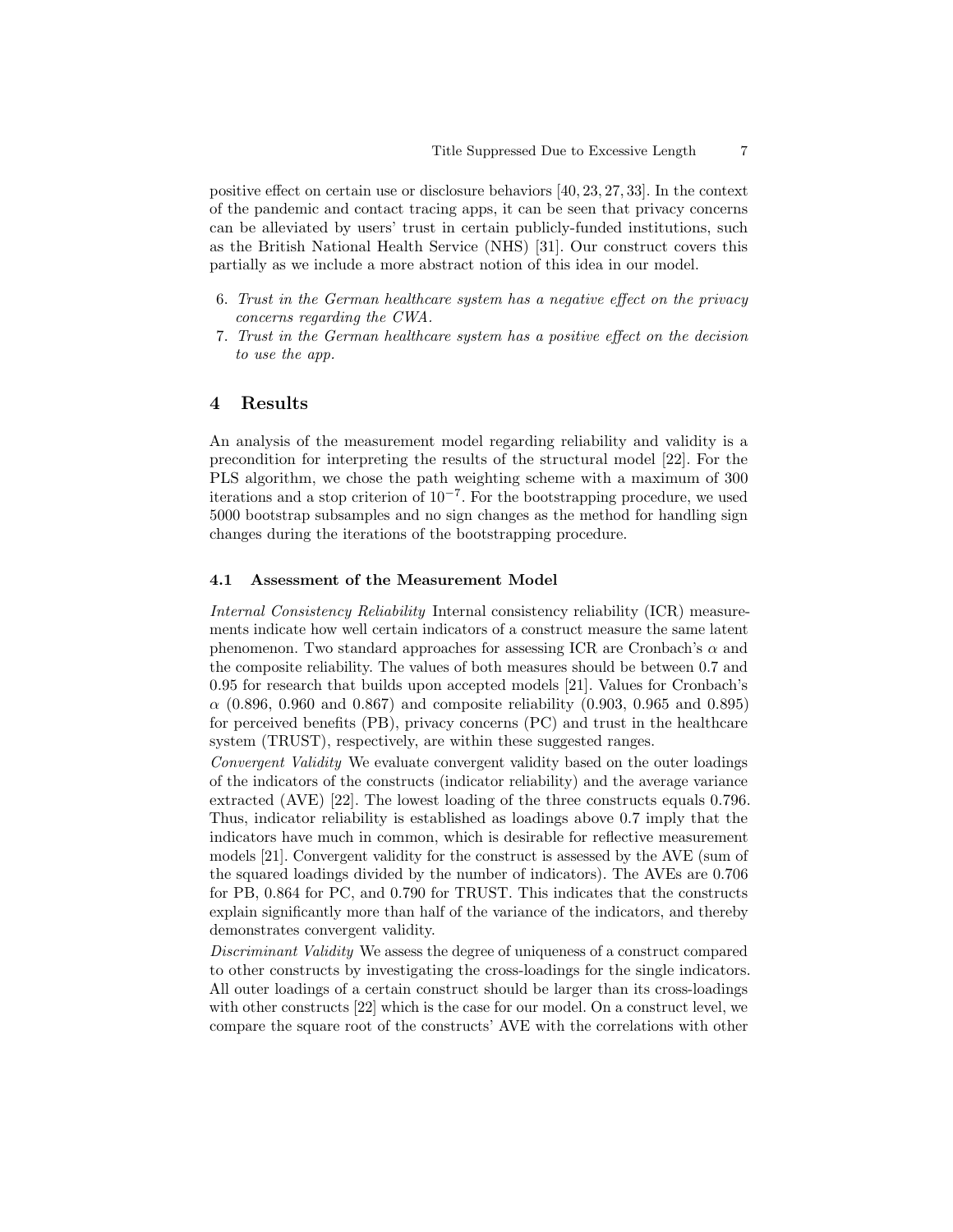positive effect on certain use or disclosure behaviors [40, 23, 27, 33]. In the context of the pandemic and contact tracing apps, it can be seen that privacy concerns can be alleviated by users' trust in certain publicly-funded institutions, such as the British National Health Service (NHS) [31]. Our construct covers this partially as we include a more abstract notion of this idea in our model.

6. *Trust in the German healthcare system has a negative effect on the privacy concerns regarding the CWA.*
7. *Trust in the German healthcare system has a positive effect on the decision to use the app.*

## 4 Results

An analysis of the measurement model regarding reliability and validity is a precondition for interpreting the results of the structural model [22]. For the PLS algorithm, we chose the path weighting scheme with a maximum of 300 iterations and a stop criterion of $10^{-7}$. For the bootstrapping procedure, we used 5000 bootstrap subsamples and no sign changes as the method for handling sign changes during the iterations of the bootstrapping procedure.

### 4.1 Assessment of the Measurement Model

*Internal Consistency Reliability* Internal consistency reliability (ICR) measurements indicate how well certain indicators of a construct measure the same latent phenomenon. Two standard approaches for assessing ICR are Cronbach's $\alpha$ and the composite reliability. The values of both measures should be between 0.7 and 0.95 for research that builds upon accepted models [21]. Values for Cronbach's $\alpha$ (0.896, 0.960 and 0.867) and composite reliability (0.903, 0.965 and 0.895) for perceived benefits (PB), privacy concerns (PC) and trust in the healthcare system (TRUST), respectively, are within these suggested ranges.

*Convergent Validity* We evaluate convergent validity based on the outer loadings of the indicators of the constructs (indicator reliability) and the average variance extracted (AVE) [22]. The lowest loading of the three constructs equals 0.796. Thus, indicator reliability is established as loadings above 0.7 imply that the indicators have much in common, which is desirable for reflective measurement models [21]. Convergent validity for the construct is assessed by the AVE (sum of the squared loadings divided by the number of indicators). The AVEs are 0.706 for PB, 0.864 for PC, and 0.790 for TRUST. This indicates that the constructs explain significantly more than half of the variance of the indicators, and thereby demonstrates convergent validity.

*Discriminant Validity* We assess the degree of uniqueness of a construct compared to other constructs by investigating the cross-loadings for the single indicators. All outer loadings of a certain construct should be larger than its cross-loadings with other constructs [22] which is the case for our model. On a construct level, we compare the square root of the constructs' AVE with the correlations with other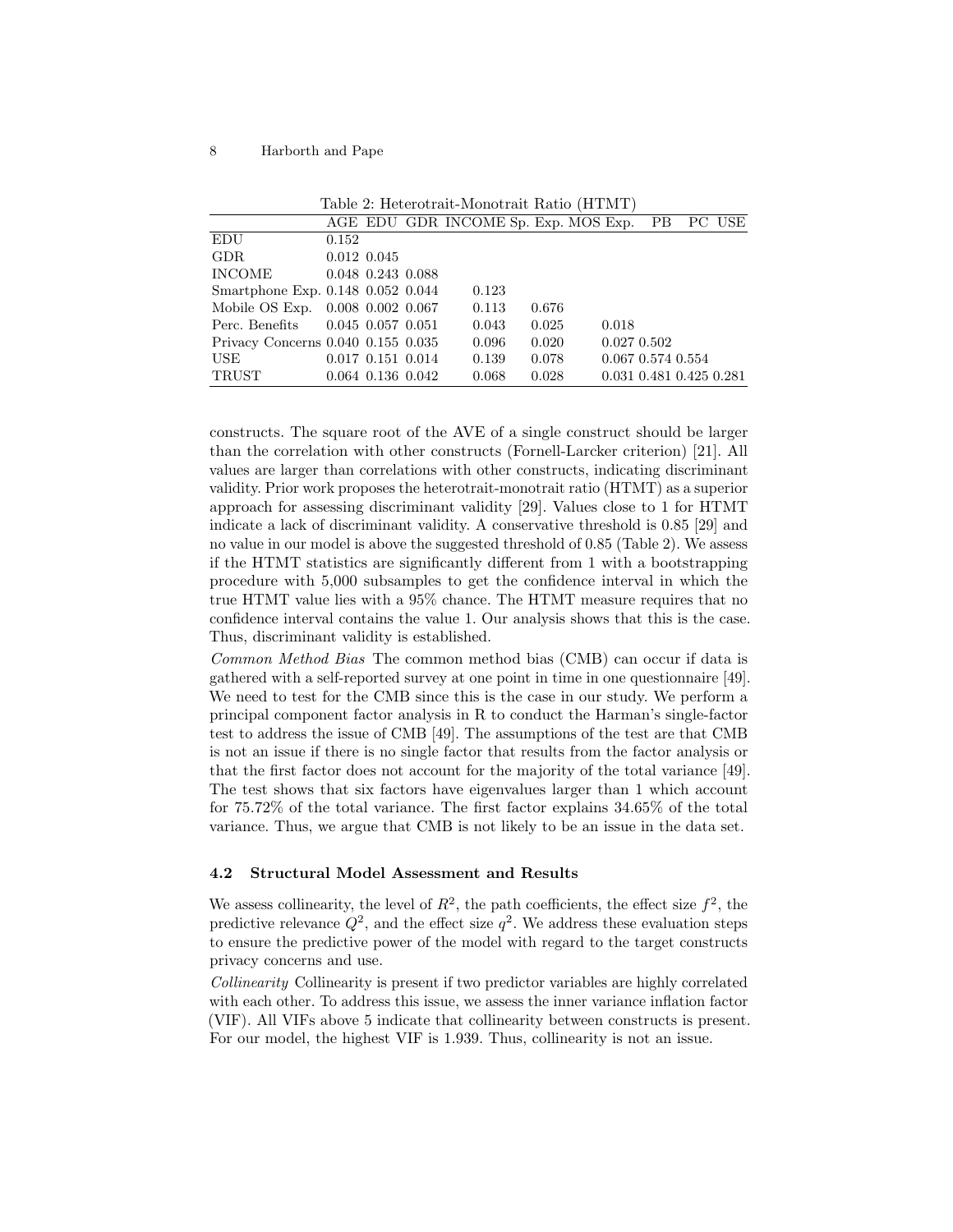Table 2: Heterotrait-Monotrait Ratio (HTMT)

| | AGE | EDU | GDR | INCOME | Sp. Exp. | MOS Exp. | PB | PC | USE |
|---|---|---|---|---|---|---|---|---|---|
| EDU | 0.152 | | | | | | | | |
| GDR | 0.012 | 0.045 | | | | | | | |
| INCOME | 0.048 | 0.243 | 0.088 | | | | | | |
| Smartphone Exp. | 0.148 | 0.052 | 0.044 | 0.123 | | | | | |
| Mobile OS Exp. | 0.008 | 0.002 | 0.067 | 0.113 | 0.676 | | | | |
| Perc. Benefits | 0.045 | 0.057 | 0.051 | 0.043 | 0.025 | 0.018 | | | |
| Privacy Concerns | 0.040 | 0.155 | 0.035 | 0.096 | 0.020 | 0.027 | 0.502 | | |
| USE | 0.017 | 0.151 | 0.014 | 0.139 | 0.078 | 0.067 | 0.574 | 0.554 | |
| TRUST | 0.064 | 0.136 | 0.042 | 0.068 | 0.028 | 0.031 | 0.481 | 0.425 | 0.281 |

constructs. The square root of the AVE of a single construct should be larger than the correlation with other constructs (Fornell-Larcker criterion) [21]. All values are larger than correlations with other constructs, indicating discriminant validity. Prior work proposes the heterotrait-monotrait ratio (HTMT) as a superior approach for assessing discriminant validity [29]. Values close to 1 for HTMT indicate a lack of discriminant validity. A conservative threshold is 0.85 [29] and no value in our model is above the suggested threshold of 0.85 (Table 2). We assess if the HTMT statistics are significantly different from 1 with a bootstrapping procedure with 5,000 subsamples to get the confidence interval in which the true HTMT value lies with a 95% chance. The HTMT measure requires that no confidence interval contains the value 1. Our analysis shows that this is the case. Thus, discriminant validity is established.

*Common Method Bias* The common method bias (CMB) can occur if data is gathered with a self-reported survey at one point in time in one questionnaire [49]. We need to test for the CMB since this is the case in our study. We perform a principal component factor analysis in R to conduct the Harman's single-factor test to address the issue of CMB [49]. The assumptions of the test are that CMB is not an issue if there is no single factor that results from the factor analysis or that the first factor does not account for the majority of the total variance [49]. The test shows that six factors have eigenvalues larger than 1 which account for 75.72% of the total variance. The first factor explains 34.65% of the total variance. Thus, we argue that CMB is not likely to be an issue in the data set.

### 4.2 Structural Model Assessment and Results

We assess collinearity, the level of $R^2$, the path coefficients, the effect size $f^2$, the predictive relevance $Q^2$, and the effect size $q^2$. We address these evaluation steps to ensure the predictive power of the model with regard to the target constructs privacy concerns and use.

*Collinearity* Collinearity is present if two predictor variables are highly correlated with each other. To address this issue, we assess the inner variance inflation factor (VIF). All VIFs above 5 indicate that collinearity between constructs is present. For our model, the highest VIF is 1.939. Thus, collinearity is not an issue.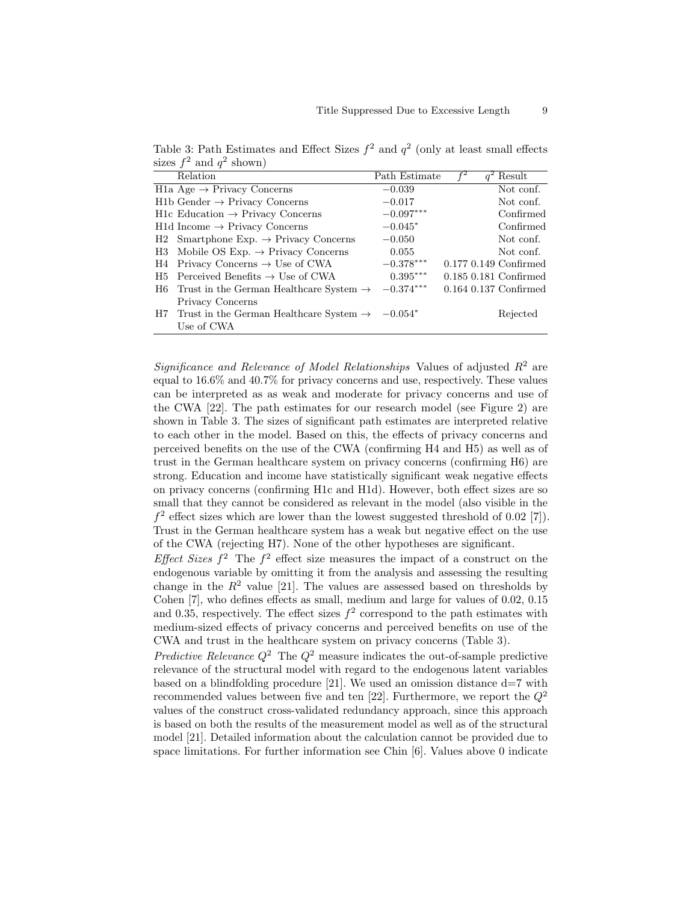Table 3: Path Estimates and Effect Sizes $f^2$ and $q^2$ (only at least small effects sizes $f^2$ and $q^2$ shown)

| | Relation | Path Estimate | $f^2$ | $q^2$ | Result |
|---|---|---|---|---|---|
| H1a | Age → Privacy Concerns | $-0.039$ | | | Not conf. |
| H1b | Gender → Privacy Concerns | $-0.017$ | | | Not conf. |
| H1c | Education → Privacy Concerns | $-0.097^{***}$ | | | Confirmed |
| H1d | Income → Privacy Concerns | $-0.045^{*}$ | | | Confirmed |
| H2 | Smartphone Exp. → Privacy Concerns | $-0.050$ | | | Not conf. |
| H3 | Mobile OS Exp. → Privacy Concerns | $0.055$ | | | Not conf. |
| H4 | Privacy Concerns → Use of CWA | $-0.378^{***}$ | 0.177 | 0.149 | Confirmed |
| H5 | Perceived Benefits → Use of CWA | $0.395^{***}$ | 0.185 | 0.181 | Confirmed |
| H6 | Trust in the German Healthcare System → Privacy Concerns | $-0.374^{***}$ | 0.164 | 0.137 | Confirmed |
| H7 | Trust in the German Healthcare System → Use of CWA | $-0.054^{*}$ | | | Rejected |

*Significance and Relevance of Model Relationships* Values of adjusted $R^2$ are equal to 16.6% and 40.7% for privacy concerns and use, respectively. These values can be interpreted as as weak and moderate for privacy concerns and use of the CWA [22]. The path estimates for our research model (see Figure 2) are shown in Table 3. The sizes of significant path estimates are interpreted relative to each other in the model. Based on this, the effects of privacy concerns and perceived benefits on the use of the CWA (confirming H4 and H5) as well as of trust in the German healthcare system on privacy concerns (confirming H6) are strong. Education and income have statistically significant weak negative effects on privacy concerns (confirming H1c and H1d). However, both effect sizes are so small that they cannot be considered as relevant in the model (also visible in the $f^2$ effect sizes which are lower than the lowest suggested threshold of 0.02 [7]). Trust in the German healthcare system has a weak but negative effect on the use of the CWA (rejecting H7). None of the other hypotheses are significant.

*Effect Sizes* $f^2$ The $f^2$ effect size measures the impact of a construct on the endogenous variable by omitting it from the analysis and assessing the resulting change in the $R^2$ value [21]. The values are assessed based on thresholds by Cohen [7], who defines effects as small, medium and large for values of 0.02, 0.15 and 0.35, respectively. The effect sizes $f^2$ correspond to the path estimates with medium-sized effects of privacy concerns and perceived benefits on use of the CWA and trust in the healthcare system on privacy concerns (Table 3).

*Predictive Relevance* $Q^2$ The $Q^2$ measure indicates the out-of-sample predictive relevance of the structural model with regard to the endogenous latent variables based on a blindfolding procedure [21]. We used an omission distance d=7 with recommended values between five and ten [22]. Furthermore, we report the $Q^2$ values of the construct cross-validated redundancy approach, since this approach is based on both the results of the measurement model as well as of the structural model [21]. Detailed information about the calculation cannot be provided due to space limitations. For further information see Chin [6]. Values above 0 indicate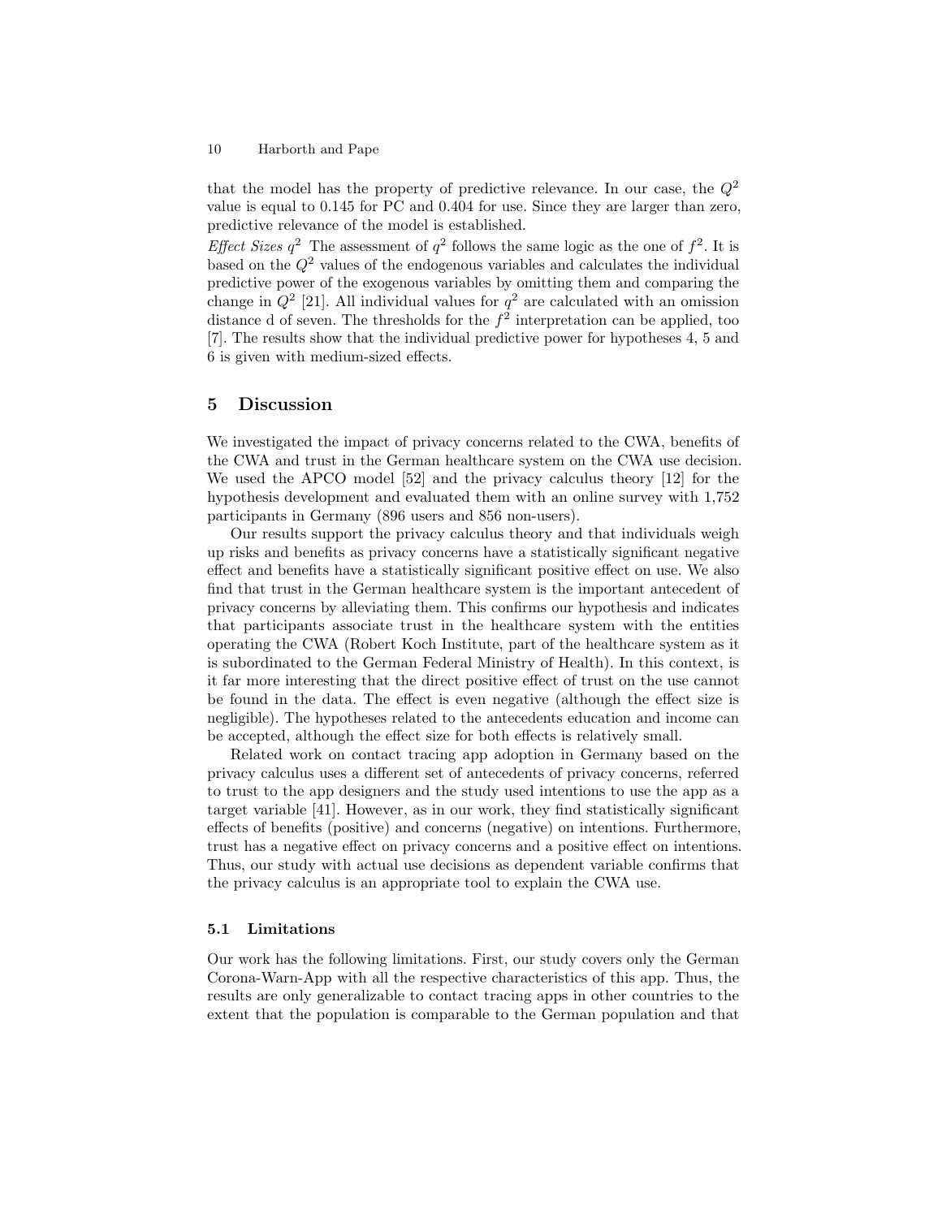that the model has the property of predictive relevance. In our case, the $Q^2$ value is equal to 0.145 for PC and 0.404 for use. Since they are larger than zero, predictive relevance of the model is established.

*Effect Sizes* $q^2$ The assessment of $q^2$ follows the same logic as the one of $f^2$. It is based on the $Q^2$ values of the endogenous variables and calculates the individual predictive power of the exogenous variables by omitting them and comparing the change in $Q^2$ [21]. All individual values for $q^2$ are calculated with an omission distance d of seven. The thresholds for the $f^2$ interpretation can be applied, too [7]. The results show that the individual predictive power for hypotheses 4, 5 and 6 is given with medium-sized effects.

## 5 Discussion

We investigated the impact of privacy concerns related to the CWA, benefits of the CWA and trust in the German healthcare system on the CWA use decision. We used the APCO model [52] and the privacy calculus theory [12] for the hypothesis development and evaluated them with an online survey with 1,752 participants in Germany (896 users and 856 non-users).

Our results support the privacy calculus theory and that individuals weigh up risks and benefits as privacy concerns have a statistically significant negative effect and benefits have a statistically significant positive effect on use. We also find that trust in the German healthcare system is the important antecedent of privacy concerns by alleviating them. This confirms our hypothesis and indicates that participants associate trust in the healthcare system with the entities operating the CWA (Robert Koch Institute, part of the healthcare system as it is subordinated to the German Federal Ministry of Health). In this context, is it far more interesting that the direct positive effect of trust on the use cannot be found in the data. The effect is even negative (although the effect size is negligible). The hypotheses related to the antecedents education and income can be accepted, although the effect size for both effects is relatively small.

Related work on contact tracing app adoption in Germany based on the privacy calculus uses a different set of antecedents of privacy concerns, referred to trust to the app designers and the study used intentions to use the app as a target variable [41]. However, as in our work, they find statistically significant effects of benefits (positive) and concerns (negative) on intentions. Furthermore, trust has a negative effect on privacy concerns and a positive effect on intentions. Thus, our study with actual use decisions as dependent variable confirms that the privacy calculus is an appropriate tool to explain the CWA use.

### 5.1 Limitations

Our work has the following limitations. First, our study covers only the German Corona-Warn-App with all the respective characteristics of this app. Thus, the results are only generalizable to contact tracing apps in other countries to the extent that the population is comparable to the German population and that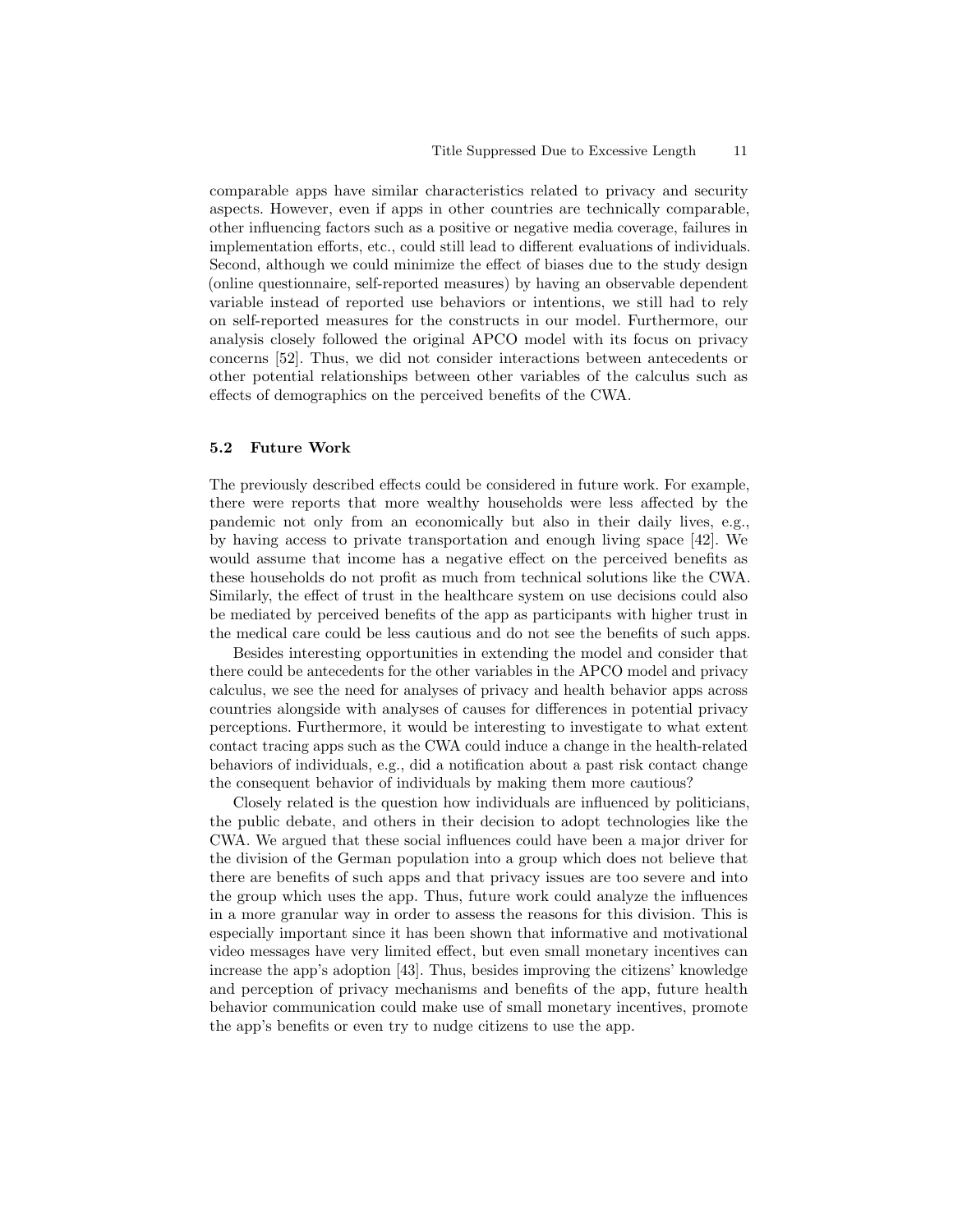comparable apps have similar characteristics related to privacy and security aspects. However, even if apps in other countries are technically comparable, other influencing factors such as a positive or negative media coverage, failures in implementation efforts, etc., could still lead to different evaluations of individuals. Second, although we could minimize the effect of biases due to the study design (online questionnaire, self-reported measures) by having an observable dependent variable instead of reported use behaviors or intentions, we still had to rely on self-reported measures for the constructs in our model. Furthermore, our analysis closely followed the original APCO model with its focus on privacy concerns [52]. Thus, we did not consider interactions between antecedents or other potential relationships between other variables of the calculus such as effects of demographics on the perceived benefits of the CWA.

### 5.2 Future Work

The previously described effects could be considered in future work. For example, there were reports that more wealthy households were less affected by the pandemic not only from an economically but also in their daily lives, e.g., by having access to private transportation and enough living space [42]. We would assume that income has a negative effect on the perceived benefits as these households do not profit as much from technical solutions like the CWA. Similarly, the effect of trust in the healthcare system on use decisions could also be mediated by perceived benefits of the app as participants with higher trust in the medical care could be less cautious and do not see the benefits of such apps.

Besides interesting opportunities in extending the model and consider that there could be antecedents for the other variables in the APCO model and privacy calculus, we see the need for analyses of privacy and health behavior apps across countries alongside with analyses of causes for differences in potential privacy perceptions. Furthermore, it would be interesting to investigate to what extent contact tracing apps such as the CWA could induce a change in the health-related behaviors of individuals, e.g., did a notification about a past risk contact change the consequent behavior of individuals by making them more cautious?

Closely related is the question how individuals are influenced by politicians, the public debate, and others in their decision to adopt technologies like the CWA. We argued that these social influences could have been a major driver for the division of the German population into a group which does not believe that there are benefits of such apps and that privacy issues are too severe and into the group which uses the app. Thus, future work could analyze the influences in a more granular way in order to assess the reasons for this division. This is especially important since it has been shown that informative and motivational video messages have very limited effect, but even small monetary incentives can increase the app's adoption [43]. Thus, besides improving the citizens' knowledge and perception of privacy mechanisms and benefits of the app, future health behavior communication could make use of small monetary incentives, promote the app's benefits or even try to nudge citizens to use the app.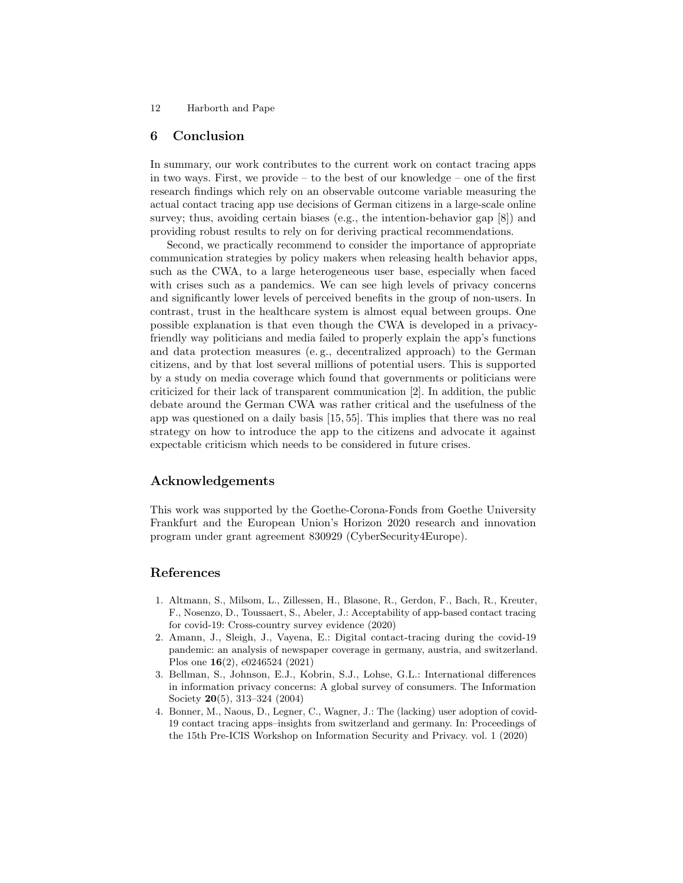## 6 Conclusion

In summary, our work contributes to the current work on contact tracing apps in two ways. First, we provide – to the best of our knowledge – one of the first research findings which rely on an observable outcome variable measuring the actual contact tracing app use decisions of German citizens in a large-scale online survey; thus, avoiding certain biases (e.g., the intention-behavior gap [8]) and providing robust results to rely on for deriving practical recommendations.

Second, we practically recommend to consider the importance of appropriate communication strategies by policy makers when releasing health behavior apps, such as the CWA, to a large heterogeneous user base, especially when faced with crises such as a pandemics. We can see high levels of privacy concerns and significantly lower levels of perceived benefits in the group of non-users. In contrast, trust in the healthcare system is almost equal between groups. One possible explanation is that even though the CWA is developed in a privacy-friendly way politicians and media failed to properly explain the app's functions and data protection measures (e. g., decentralized approach) to the German citizens, and by that lost several millions of potential users. This is supported by a study on media coverage which found that governments or politicians were criticized for their lack of transparent communication [2]. In addition, the public debate around the German CWA was rather critical and the usefulness of the app was questioned on a daily basis [15, 55]. This implies that there was no real strategy on how to introduce the app to the citizens and advocate it against expectable criticism which needs to be considered in future crises.

## Acknowledgements

This work was supported by the Goethe-Corona-Fonds from Goethe University Frankfurt and the European Union's Horizon 2020 research and innovation program under grant agreement 830929 (CyberSecurity4Europe).

## References

1. Altmann, S., Milsom, L., Zillessen, H., Blasone, R., Gerdon, F., Bach, R., Kreuter, F., Nosenzo, D., Toussaert, S., Abeler, J.: Acceptability of app-based contact tracing for covid-19: Cross-country survey evidence (2020)
2. Amann, J., Sleigh, J., Vayena, E.: Digital contact-tracing during the covid-19 pandemic: an analysis of newspaper coverage in germany, austria, and switzerland. Plos one **16**(2), e0246524 (2021)
3. Bellman, S., Johnson, E.J., Kobrin, S.J., Lohse, G.L.: International differences in information privacy concerns: A global survey of consumers. The Information Society **20**(5), 313–324 (2004)
4. Bonner, M., Naous, D., Legner, C., Wagner, J.: The (lacking) user adoption of covid-19 contact tracing apps–insights from switzerland and germany. In: Proceedings of the 15th Pre-ICIS Workshop on Information Security and Privacy. vol. 1 (2020)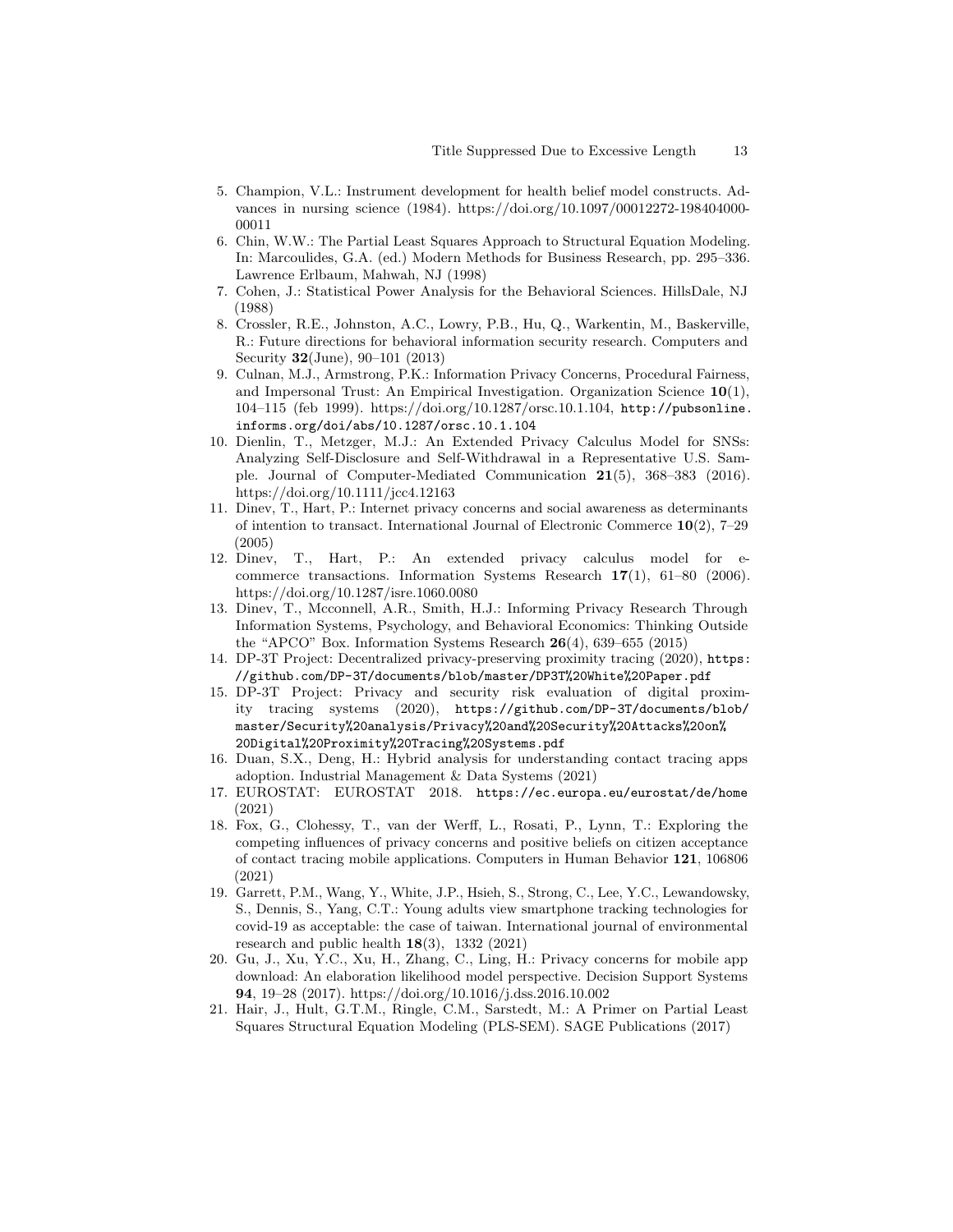5. Champion, V.L.: Instrument development for health belief model constructs. Advances in nursing science (1984). https://doi.org/10.1097/00012272-198404000-00011
6. Chin, W.W.: The Partial Least Squares Approach to Structural Equation Modeling. In: Marcoulides, G.A. (ed.) Modern Methods for Business Research, pp. 295–336. Lawrence Erlbaum, Mahwah, NJ (1998)
7. Cohen, J.: Statistical Power Analysis for the Behavioral Sciences. HillsDale, NJ (1988)
8. Crossler, R.E., Johnston, A.C., Lowry, P.B., Hu, Q., Warkentin, M., Baskerville, R.: Future directions for behavioral information security research. Computers and Security **32**(June), 90–101 (2013)
9. Culnan, M.J., Armstrong, P.K.: Information Privacy Concerns, Procedural Fairness, and Impersonal Trust: An Empirical Investigation. Organization Science **10**(1), 104–115 (feb 1999). https://doi.org/10.1287/orsc.10.1.104, `http://pubsonline.informs.org/doi/abs/10.1287/orsc.10.1.104`
10. Dienlin, T., Metzger, M.J.: An Extended Privacy Calculus Model for SNSs: Analyzing Self-Disclosure and Self-Withdrawal in a Representative U.S. Sample. Journal of Computer-Mediated Communication **21**(5), 368–383 (2016). https://doi.org/10.1111/jcc4.12163
11. Dinev, T., Hart, P.: Internet privacy concerns and social awareness as determinants of intention to transact. International Journal of Electronic Commerce **10**(2), 7–29 (2005)
12. Dinev, T., Hart, P.: An extended privacy calculus model for e-commerce transactions. Information Systems Research **17**(1), 61–80 (2006). https://doi.org/10.1287/isre.1060.0080
13. Dinev, T., Mcconnell, A.R., Smith, H.J.: Informing Privacy Research Through Information Systems, Psychology, and Behavioral Economics: Thinking Outside the "APCO" Box. Information Systems Research **26**(4), 639–655 (2015)
14. DP-3T Project: Decentralized privacy-preserving proximity tracing (2020), `https://github.com/DP-3T/documents/blob/master/DP3T%20White%20Paper.pdf`
15. DP-3T Project: Privacy and security risk evaluation of digital proximity tracing systems (2020), `https://github.com/DP-3T/documents/blob/master/Security%20analysis/Privacy%20and%20Security%20Attacks%20on%20Digital%20Proximity%20Tracing%20Systems.pdf`
16. Duan, S.X., Deng, H.: Hybrid analysis for understanding contact tracing apps adoption. Industrial Management & Data Systems (2021)
17. EUROSTAT: EUROSTAT 2018. `https://ec.europa.eu/eurostat/de/home` (2021)
18. Fox, G., Clohessy, T., van der Werff, L., Rosati, P., Lynn, T.: Exploring the competing influences of privacy concerns and positive beliefs on citizen acceptance of contact tracing mobile applications. Computers in Human Behavior **121**, 106806 (2021)
19. Garrett, P.M., Wang, Y., White, J.P., Hsieh, S., Strong, C., Lee, Y.C., Lewandowsky, S., Dennis, S., Yang, C.T.: Young adults view smartphone tracking technologies for covid-19 as acceptable: the case of taiwan. International journal of environmental research and public health **18**(3), 1332 (2021)
20. Gu, J., Xu, Y.C., Xu, H., Zhang, C., Ling, H.: Privacy concerns for mobile app download: An elaboration likelihood model perspective. Decision Support Systems **94**, 19–28 (2017). https://doi.org/10.1016/j.dss.2016.10.002
21. Hair, J., Hult, G.T.M., Ringle, C.M., Sarstedt, M.: A Primer on Partial Least Squares Structural Equation Modeling (PLS-SEM). SAGE Publications (2017)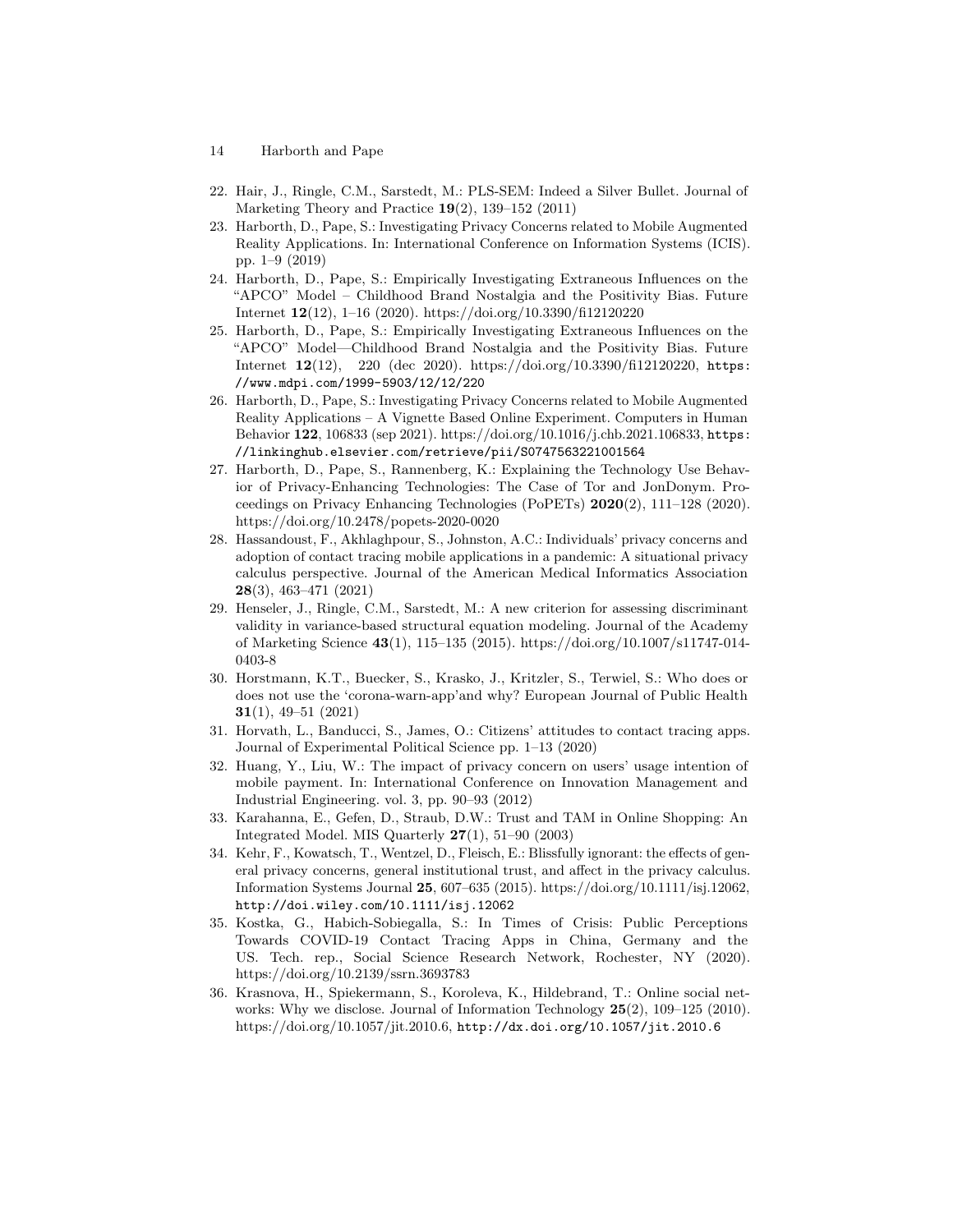22. Hair, J., Ringle, C.M., Sarstedt, M.: PLS-SEM: Indeed a Silver Bullet. Journal of Marketing Theory and Practice **19**(2), 139–152 (2011)
23. Harborth, D., Pape, S.: Investigating Privacy Concerns related to Mobile Augmented Reality Applications. In: International Conference on Information Systems (ICIS). pp. 1–9 (2019)
24. Harborth, D., Pape, S.: Empirically Investigating Extraneous Influences on the "APCO" Model – Childhood Brand Nostalgia and the Positivity Bias. Future Internet **12**(12), 1–16 (2020). https://doi.org/10.3390/fi12120220
25. Harborth, D., Pape, S.: Empirically Investigating Extraneous Influences on the "APCO" Model—Childhood Brand Nostalgia and the Positivity Bias. Future Internet **12**(12), 220 (dec 2020). https://doi.org/10.3390/fi12120220, `https://www.mdpi.com/1999-5903/12/12/220`
26. Harborth, D., Pape, S.: Investigating Privacy Concerns related to Mobile Augmented Reality Applications – A Vignette Based Online Experiment. Computers in Human Behavior **122**, 106833 (sep 2021). https://doi.org/10.1016/j.chb.2021.106833, `https://linkinghub.elsevier.com/retrieve/pii/S0747563221001564`
27. Harborth, D., Pape, S., Rannenberg, K.: Explaining the Technology Use Behavior of Privacy-Enhancing Technologies: The Case of Tor and JonDonym. Proceedings on Privacy Enhancing Technologies (PoPETs) **2020**(2), 111–128 (2020). https://doi.org/10.2478/popets-2020-0020
28. Hassandoust, F., Akhlaghpour, S., Johnston, A.C.: Individuals' privacy concerns and adoption of contact tracing mobile applications in a pandemic: A situational privacy calculus perspective. Journal of the American Medical Informatics Association **28**(3), 463–471 (2021)
29. Henseler, J., Ringle, C.M., Sarstedt, M.: A new criterion for assessing discriminant validity in variance-based structural equation modeling. Journal of the Academy of Marketing Science **43**(1), 115–135 (2015). https://doi.org/10.1007/s11747-014-0403-8
30. Horstmann, K.T., Buecker, S., Krasko, J., Kritzler, S., Terwiel, S.: Who does or does not use the 'corona-warn-app'and why? European Journal of Public Health **31**(1), 49–51 (2021)
31. Horvath, L., Banducci, S., James, O.: Citizens' attitudes to contact tracing apps. Journal of Experimental Political Science pp. 1–13 (2020)
32. Huang, Y., Liu, W.: The impact of privacy concern on users' usage intention of mobile payment. In: International Conference on Innovation Management and Industrial Engineering. vol. 3, pp. 90–93 (2012)
33. Karahanna, E., Gefen, D., Straub, D.W.: Trust and TAM in Online Shopping: An Integrated Model. MIS Quarterly **27**(1), 51–90 (2003)
34. Kehr, F., Kowatsch, T., Wentzel, D., Fleisch, E.: Blissfully ignorant: the effects of general privacy concerns, general institutional trust, and affect in the privacy calculus. Information Systems Journal **25**, 607–635 (2015). https://doi.org/10.1111/isj.12062, `http://doi.wiley.com/10.1111/isj.12062`
35. Kostka, G., Habich-Sobiegalla, S.: In Times of Crisis: Public Perceptions Towards COVID-19 Contact Tracing Apps in China, Germany and the US. Tech. rep., Social Science Research Network, Rochester, NY (2020). https://doi.org/10.2139/ssrn.3693783
36. Krasnova, H., Spiekermann, S., Koroleva, K., Hildebrand, T.: Online social networks: Why we disclose. Journal of Information Technology **25**(2), 109–125 (2010). https://doi.org/10.1057/jit.2010.6, `http://dx.doi.org/10.1057/jit.2010.6`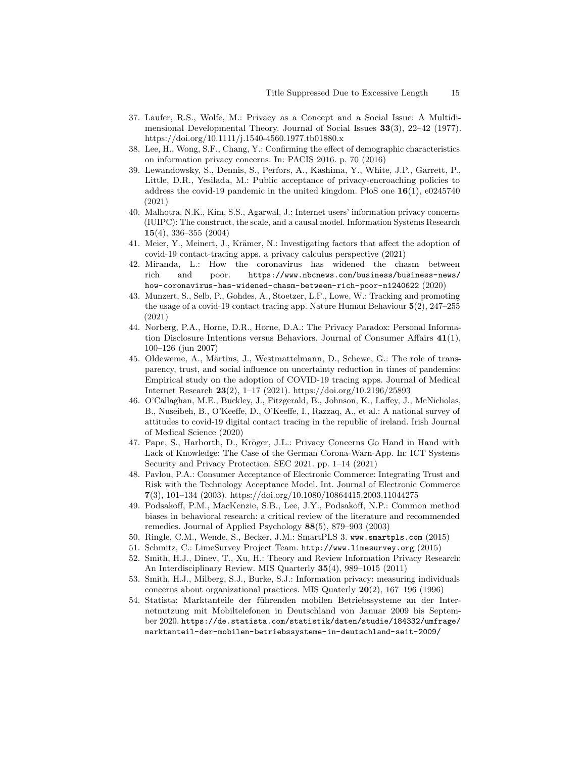37. Laufer, R.S., Wolfe, M.: Privacy as a Concept and a Social Issue: A Multidimensional Developmental Theory. Journal of Social Issues **33**(3), 22–42 (1977). https://doi.org/10.1111/j.1540-4560.1977.tb01880.x
38. Lee, H., Wong, S.F., Chang, Y.: Confirming the effect of demographic characteristics on information privacy concerns. In: PACIS 2016. p. 70 (2016)
39. Lewandowsky, S., Dennis, S., Perfors, A., Kashima, Y., White, J.P., Garrett, P., Little, D.R., Yesilada, M.: Public acceptance of privacy-encroaching policies to address the covid-19 pandemic in the united kingdom. PloS one **16**(1), e0245740 (2021)
40. Malhotra, N.K., Kim, S.S., Agarwal, J.: Internet users' information privacy concerns (IUIPC): The construct, the scale, and a causal model. Information Systems Research **15**(4), 336–355 (2004)
41. Meier, Y., Meinert, J., Krämer, N.: Investigating factors that affect the adoption of covid-19 contact-tracing apps. a privacy calculus perspective (2021)
42. Miranda, L.: How the coronavirus has widened the chasm between rich and poor. `https://www.nbcnews.com/business/business-news/how-coronavirus-has-widened-chasm-between-rich-poor-n1240622` (2020)
43. Munzert, S., Selb, P., Gohdes, A., Stoetzer, L.F., Lowe, W.: Tracking and promoting the usage of a covid-19 contact tracing app. Nature Human Behaviour **5**(2), 247–255 (2021)
44. Norberg, P.A., Horne, D.R., Horne, D.A.: The Privacy Paradox: Personal Information Disclosure Intentions versus Behaviors. Journal of Consumer Affairs **41**(1), 100–126 (jun 2007)
45. Oldeweme, A., Märtins, J., Westmattelmann, D., Schewe, G.: The role of transparency, trust, and social influence on uncertainty reduction in times of pandemics: Empirical study on the adoption of COVID-19 tracing apps. Journal of Medical Internet Research **23**(2), 1–17 (2021). https://doi.org/10.2196/25893
46. O'Callaghan, M.E., Buckley, J., Fitzgerald, B., Johnson, K., Laffey, J., McNicholas, B., Nuseibeh, B., O'Keeffe, D., O'Keeffe, I., Razzaq, A., et al.: A national survey of attitudes to covid-19 digital contact tracing in the republic of ireland. Irish Journal of Medical Science (2020)
47. Pape, S., Harborth, D., Kröger, J.L.: Privacy Concerns Go Hand in Hand with Lack of Knowledge: The Case of the German Corona-Warn-App. In: ICT Systems Security and Privacy Protection. SEC 2021. pp. 1–14 (2021)
48. Pavlou, P.A.: Consumer Acceptance of Electronic Commerce: Integrating Trust and Risk with the Technology Acceptance Model. Int. Journal of Electronic Commerce **7**(3), 101–134 (2003). https://doi.org/10.1080/10864415.2003.11044275
49. Podsakoff, P.M., MacKenzie, S.B., Lee, J.Y., Podsakoff, N.P.: Common method biases in behavioral research: a critical review of the literature and recommended remedies. Journal of Applied Psychology **88**(5), 879–903 (2003)
50. Ringle, C.M., Wende, S., Becker, J.M.: SmartPLS 3. `www.smartpls.com` (2015)
51. Schmitz, C.: LimeSurvey Project Team. `http://www.limesurvey.org` (2015)
52. Smith, H.J., Dinev, T., Xu, H.: Theory and Review Information Privacy Research: An Interdisciplinary Review. MIS Quarterly **35**(4), 989–1015 (2011)
53. Smith, H.J., Milberg, S.J., Burke, S.J.: Information privacy: measuring individuals concerns about organizational practices. MIS Quaterly **20**(2), 167–196 (1996)
54. Statista: Marktanteile der führenden mobilen Betriebssysteme an der Internetnutzung mit Mobiltelefonen in Deutschland von Januar 2009 bis September 2020. `https://de.statista.com/statistik/daten/studie/184332/umfrage/marktanteil-der-mobilen-betriebssysteme-in-deutschland-seit-2009/`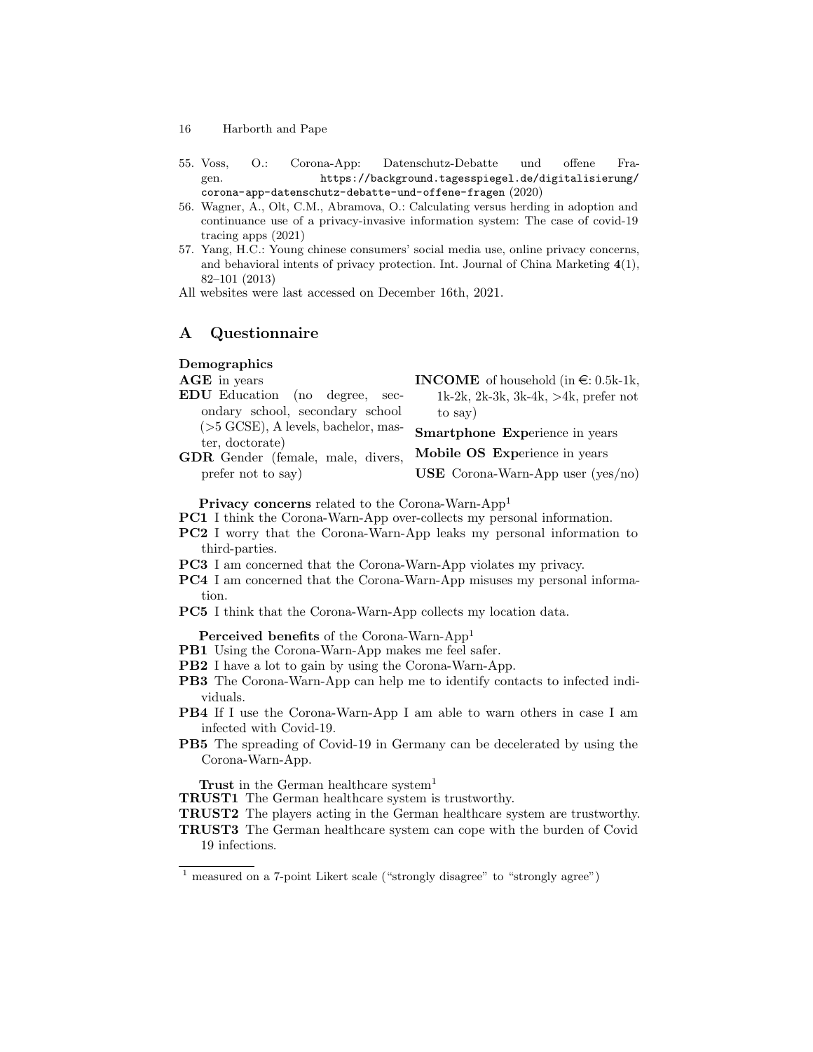55. Voss, O.: Corona-App: Datenschutz-Debatte und offene Fragen. https://background.tagesspiegel.de/digitalisierung/corona-app-datenschutz-debatte-und-offene-fragen (2020)
56. Wagner, A., Olt, C.M., Abramova, O.: Calculating versus herding in adoption and continuance use of a privacy-invasive information system: The case of covid-19 tracing apps (2021)
57. Yang, H.C.: Young chinese consumers' social media use, online privacy concerns, and behavioral intents of privacy protection. Int. Journal of China Marketing **4**(1), 82–101 (2013)

All websites were last accessed on December 16th, 2021.

## A Questionnaire

### Demographics

**AGE** in years

**EDU** Education (no degree, secondary school, secondary school (>5 GCSE), A levels, bachelor, master, doctorate)

**GDR** Gender (female, male, divers, prefer not to say)

**INCOME** of household (in €: 0.5k-1k, 1k-2k, 2k-3k, 3k-4k, >4k, prefer not to say)

**Smartphone Exp**erience in years

**Mobile OS Exp**erience in years

**USE** Corona-Warn-App user (yes/no)

**Privacy concerns** related to the Corona-Warn-App[1]

**PC1** I think the Corona-Warn-App over-collects my personal information.

**PC2** I worry that the Corona-Warn-App leaks my personal information to third-parties.

**PC3** I am concerned that the Corona-Warn-App violates my privacy.

**PC4** I am concerned that the Corona-Warn-App misuses my personal information.

**PC5** I think that the Corona-Warn-App collects my location data.

**Perceived benefits** of the Corona-Warn-App[1]

**PB1** Using the Corona-Warn-App makes me feel safer.

**PB2** I have a lot to gain by using the Corona-Warn-App.

**PB3** The Corona-Warn-App can help me to identify contacts to infected individuals.

**PB4** If I use the Corona-Warn-App I am able to warn others in case I am infected with Covid-19.

**PB5** The spreading of Covid-19 in Germany can be decelerated by using the Corona-Warn-App.

**Trust** in the German healthcare system[1]

**TRUST1** The German healthcare system is trustworthy.

**TRUST2** The players acting in the German healthcare system are trustworthy.

**TRUST3** The German healthcare system can cope with the burden of Covid 19 infections.

---

[1] measured on a 7-point Likert scale ("strongly disagree" to "strongly agree")